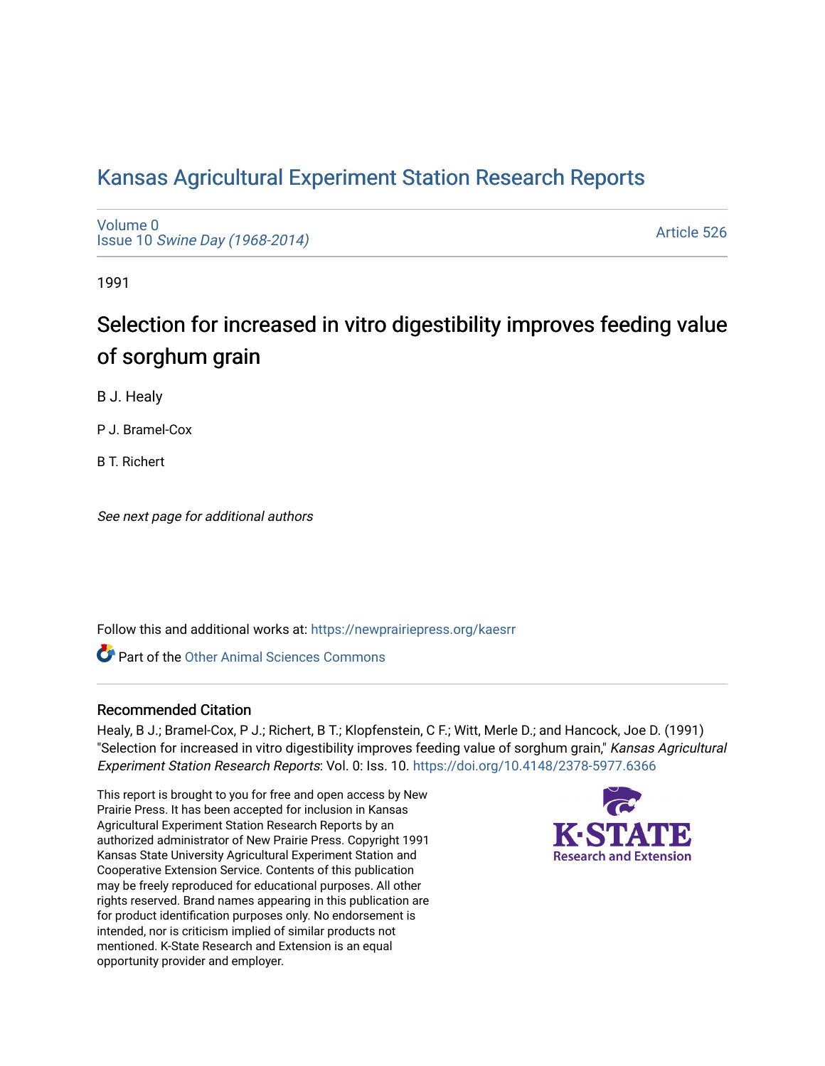# Kansas Agricultural Experiment Station Research Reports

Volume 0
Issue 10 *Swine Day (1968-2014)*

Article 526

1991

## Selection for increased in vitro digestibility improves feeding value of sorghum grain

B J. Healy

P J. Bramel-Cox

B T. Richert

*See next page for additional authors*

Follow this and additional works at: https://newprairiepress.org/kaesrr

Part of the Other Animal Sciences Commons

### Recommended Citation

Healy, B J.; Bramel-Cox, P J.; Richert, B T.; Klopfenstein, C F.; Witt, Merle D.; and Hancock, Joe D. (1991) "Selection for increased in vitro digestibility improves feeding value of sorghum grain," *Kansas Agricultural Experiment Station Research Reports*: Vol. 0: Iss. 10. https://doi.org/10.4148/2378-5977.6366

This report is brought to you for free and open access by New Prairie Press. It has been accepted for inclusion in Kansas Agricultural Experiment Station Research Reports by an authorized administrator of New Prairie Press. Copyright 1991 Kansas State University Agricultural Experiment Station and Cooperative Extension Service. Contents of this publication may be freely reproduced for educational purposes. All other rights reserved. Brand names appearing in this publication are for product identification purposes only. No endorsement is intended, nor is criticism implied of similar products not mentioned. K-State Research and Extension is an equal opportunity provider and employer.

K-STATE Research and Extension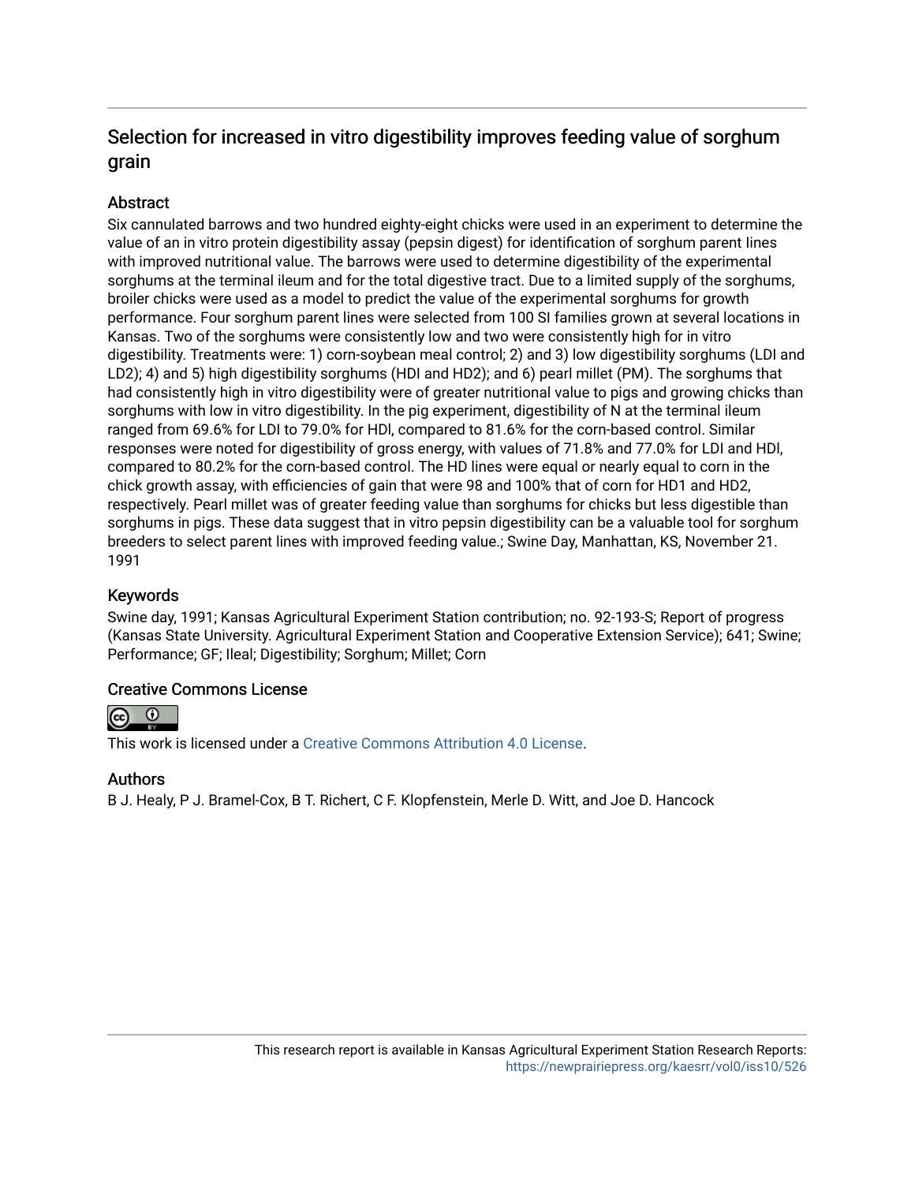## Selection for increased in vitro digestibility improves feeding value of sorghum grain

### Abstract

Six cannulated barrows and two hundred eighty-eight chicks were used in an experiment to determine the value of an in vitro protein digestibility assay (pepsin digest) for identification of sorghum parent lines with improved nutritional value. The barrows were used to determine digestibility of the experimental sorghums at the terminal ileum and for the total digestive tract. Due to a limited supply of the sorghums, broiler chicks were used as a model to predict the value of the experimental sorghums for growth performance. Four sorghum parent lines were selected from 100 SI families grown at several locations in Kansas. Two of the sorghums were consistently low and two were consistently high for in vitro digestibility. Treatments were: 1) corn-soybean meal control; 2) and 3) low digestibility sorghums (LDI and LD2); 4) and 5) high digestibility sorghums (HDI and HD2); and 6) pearl millet (PM). The sorghums that had consistently high in vitro digestibility were of greater nutritional value to pigs and growing chicks than sorghums with low in vitro digestibility. In the pig experiment, digestibility of N at the terminal ileum ranged from 69.6% for LDI to 79.0% for HDI, compared to 81.6% for the corn-based control. Similar responses were noted for digestibility of gross energy, with values of 71.8% and 77.0% for LDI and HDI, compared to 80.2% for the corn-based control. The HD lines were equal or nearly equal to corn in the chick growth assay, with efficiencies of gain that were 98 and 100% that of corn for HD1 and HD2, respectively. Pearl millet was of greater feeding value than sorghums for chicks but less digestible than sorghums in pigs. These data suggest that in vitro pepsin digestibility can be a valuable tool for sorghum breeders to select parent lines with improved feeding value.; Swine Day, Manhattan, KS, November 21. 1991

### Keywords

Swine day, 1991; Kansas Agricultural Experiment Station contribution; no. 92-193-S; Report of progress (Kansas State University. Agricultural Experiment Station and Cooperative Extension Service); 641; Swine; Performance; GF; Ileal; Digestibility; Sorghum; Millet; Corn

### Creative Commons License

This work is licensed under a Creative Commons Attribution 4.0 License.

### Authors

B J. Healy, P J. Bramel-Cox, B T. Richert, C F. Klopfenstein, Merle D. Witt, and Joe D. Hancock

This research report is available in Kansas Agricultural Experiment Station Research Reports: https://newprairiepress.org/kaesrr/vol0/iss10/526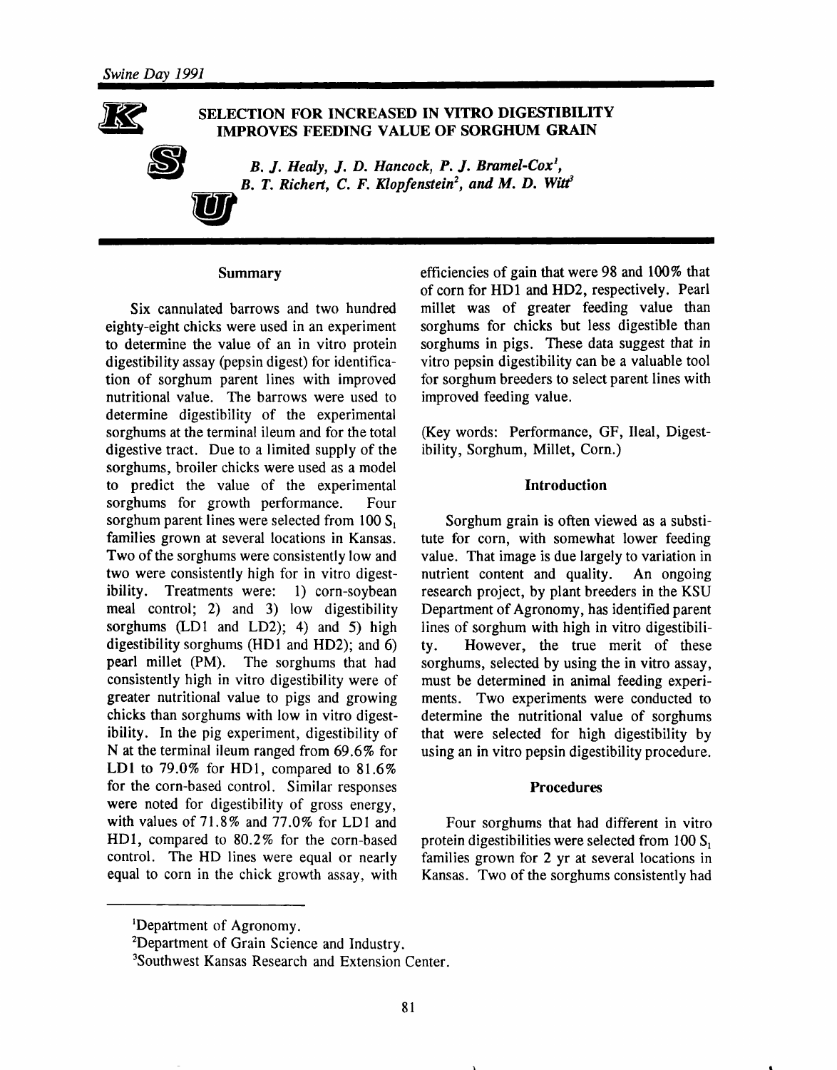SELECTION FOR INCREASED IN VITRO DIGESTIBILITY IMPROVES FEEDING VALUE OF SORGHUM GRAIN

*B. J. Healy, J. D. Hancock, P. J. Bramel-Cox[1], B. T. Richert, C. F. Klopfenstein[2], and M. D. Witt[3]*

## Summary

Six cannulated barrows and two hundred eighty-eight chicks were used in an experiment to determine the value of an in vitro protein digestibility assay (pepsin digest) for identification of sorghum parent lines with improved nutritional value. The barrows were used to determine digestibility of the experimental sorghums at the terminal ileum and for the total digestive tract. Due to a limited supply of the sorghums, broiler chicks were used as a model to predict the value of the experimental sorghums for growth performance. Four sorghum parent lines were selected from 100 $S_1$ families grown at several locations in Kansas. Two of the sorghums were consistently low and two were consistently high for in vitro digestibility. Treatments were: 1) corn-soybean meal control; 2) and 3) low digestibility sorghums (LD1 and LD2); 4) and 5) high digestibility sorghums (HD1 and HD2); and 6) pearl millet (PM). The sorghums that had consistently high in vitro digestibility were of greater nutritional value to pigs and growing chicks than sorghums with low in vitro digestibility. In the pig experiment, digestibility of N at the terminal ileum ranged from 69.6% for LD1 to 79.0% for HD1, compared to 81.6% for the corn-based control. Similar responses were noted for digestibility of gross energy, with values of 71.8% and 77.0% for LD1 and HD1, compared to 80.2% for the corn-based control. The HD lines were equal or nearly equal to corn in the chick growth assay, with efficiencies of gain that were 98 and 100% that of corn for HD1 and HD2, respectively. Pearl millet was of greater feeding value than sorghums for chicks but less digestible than sorghums in pigs. These data suggest that in vitro pepsin digestibility can be a valuable tool for sorghum breeders to select parent lines with improved feeding value.

(Key words: Performance, GF, Ileal, Digestibility, Sorghum, Millet, Corn.)

## Introduction

Sorghum grain is often viewed as a substitute for corn, with somewhat lower feeding value. That image is due largely to variation in nutrient content and quality. An ongoing research project, by plant breeders in the KSU Department of Agronomy, has identified parent lines of sorghum with high in vitro digestibility. However, the true merit of these sorghums, selected by using the in vitro assay, must be determined in animal feeding experiments. Two experiments were conducted to determine the nutritional value of sorghums that were selected for high digestibility by using an in vitro pepsin digestibility procedure.

## Procedures

Four sorghums that had different in vitro protein digestibilities were selected from 100 $S_1$ families grown for 2 yr at several locations in Kansas. Two of the sorghums consistently had

[1]Department of Agronomy.

[2]Department of Grain Science and Industry.

[3]Southwest Kansas Research and Extension Center.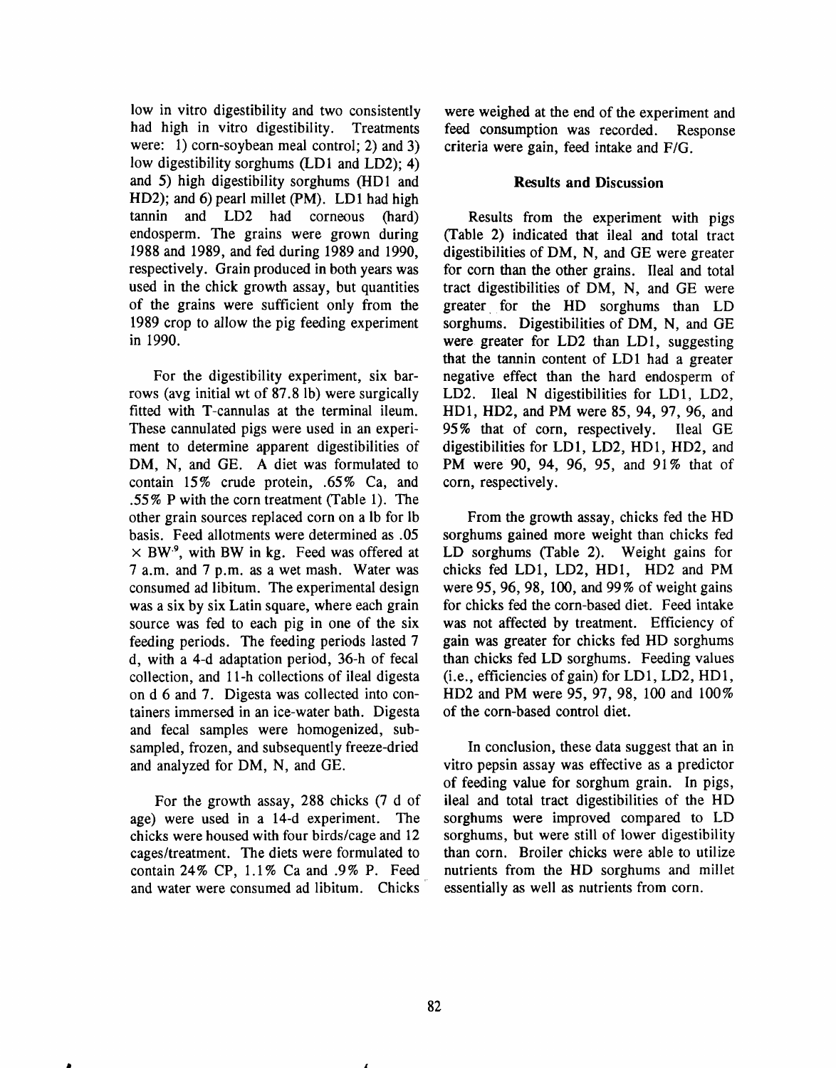low in vitro digestibility and two consistently had high in vitro digestibility. Treatments were: 1) corn-soybean meal control; 2) and 3) low digestibility sorghums (LD1 and LD2); 4) and 5) high digestibility sorghums (HD1 and HD2); and 6) pearl millet (PM). LD1 had high tannin and LD2 had corneous (hard) endosperm. The grains were grown during 1988 and 1989, and fed during 1989 and 1990, respectively. Grain produced in both years was used in the chick growth assay, but quantities of the grains were sufficient only from the 1989 crop to allow the pig feeding experiment in 1990.

For the digestibility experiment, six barrows (avg initial wt of 87.8 lb) were surgically fitted with T-cannulas at the terminal ileum. These cannulated pigs were used in an experiment to determine apparent digestibilities of DM, N, and GE. A diet was formulated to contain 15% crude protein, .65% Ca, and .55% P with the corn treatment (Table 1). The other grain sources replaced corn on a lb for lb basis. Feed allotments were determined as $.05 \times BW^{.9}$, with BW in kg. Feed was offered at 7 a.m. and 7 p.m. as a wet mash. Water was consumed ad libitum. The experimental design was a six by six Latin square, where each grain source was fed to each pig in one of the six feeding periods. The feeding periods lasted 7 d, with a 4-d adaptation period, 36-h of fecal collection, and 11-h collections of ileal digesta on d 6 and 7. Digesta was collected into containers immersed in an ice-water bath. Digesta and fecal samples were homogenized, subsampled, frozen, and subsequently freeze-dried and analyzed for DM, N, and GE.

For the growth assay, 288 chicks (7 d of age) were used in a 14-d experiment. The chicks were housed with four birds/cage and 12 cages/treatment. The diets were formulated to contain 24% CP, 1.1% Ca and .9% P. Feed and water were consumed ad libitum. Chicks were weighed at the end of the experiment and feed consumption was recorded. Response criteria were gain, feed intake and F/G.

## Results and Discussion

Results from the experiment with pigs (Table 2) indicated that ileal and total tract digestibilities of DM, N, and GE were greater for corn than the other grains. Ileal and total tract digestibilities of DM, N, and GE were greater for the HD sorghums than LD sorghums. Digestibilities of DM, N, and GE were greater for LD2 than LD1, suggesting that the tannin content of LD1 had a greater negative effect than the hard endosperm of LD2. Ileal N digestibilities for LD1, LD2, HD1, HD2, and PM were 85, 94, 97, 96, and 95% that of corn, respectively. Ileal GE digestibilities for LD1, LD2, HD1, HD2, and PM were 90, 94, 96, 95, and 91% that of corn, respectively.

From the growth assay, chicks fed the HD sorghums gained more weight than chicks fed LD sorghums (Table 2). Weight gains for chicks fed LD1, LD2, HD1, HD2 and PM were 95, 96, 98, 100, and 99% of weight gains for chicks fed the corn-based diet. Feed intake was not affected by treatment. Efficiency of gain was greater for chicks fed HD sorghums than chicks fed LD sorghums. Feeding values (i.e., efficiencies of gain) for LD1, LD2, HD1, HD2 and PM were 95, 97, 98, 100 and 100% of the corn-based control diet.

In conclusion, these data suggest that an in vitro pepsin assay was effective as a predictor of feeding value for sorghum grain. In pigs, ileal and total tract digestibilities of the HD sorghums were improved compared to LD sorghums, but were still of lower digestibility than corn. Broiler chicks were able to utilize nutrients from the HD sorghums and millet essentially as well as nutrients from corn.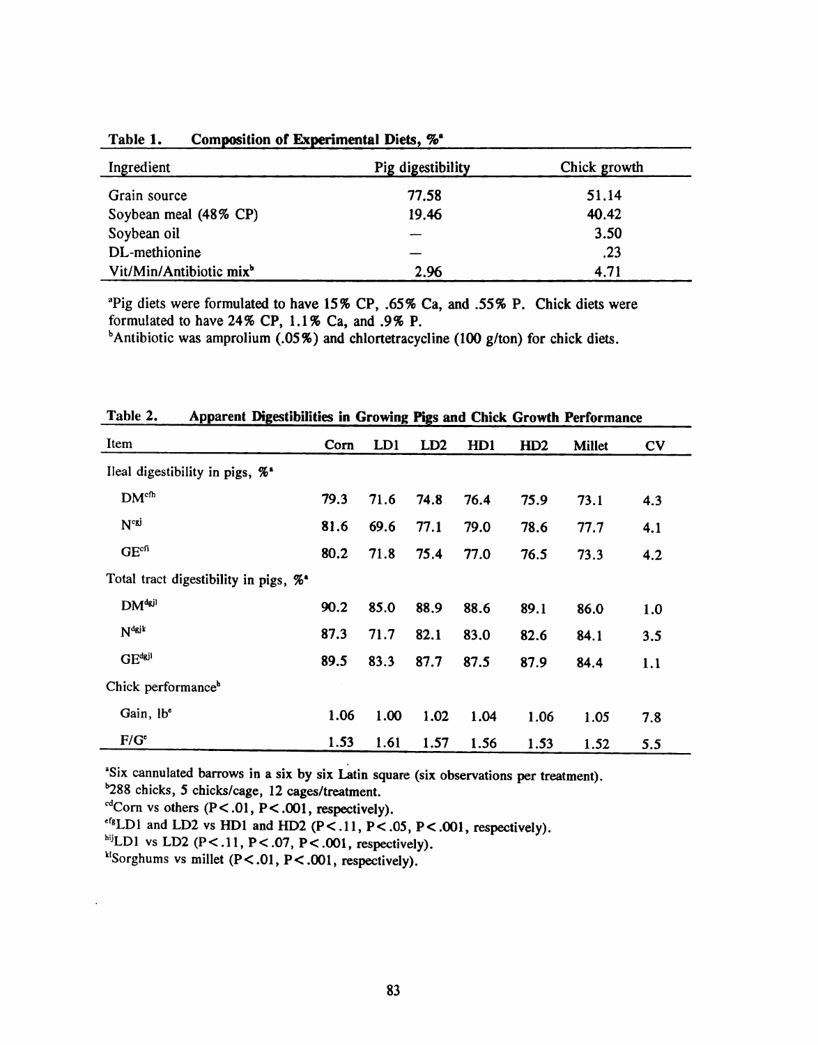Table 1. Composition of Experimental Diets, %[a]

| Ingredient | Pig digestibility | Chick growth |
|---|---|---|
| Grain source | 77.58 | 51.14 |
| Soybean meal (48% CP) | 19.46 | 40.42 |
| Soybean oil | — | 3.50 |
| DL-methionine | — | .23 |
| Vit/Min/Antibiotic mix[b] | 2.96 | 4.71 |

[a]Pig diets were formulated to have 15% CP, .65% Ca, and .55% P. Chick diets were formulated to have 24% CP, 1.1% Ca, and .9% P.
[b]Antibiotic was amprolium (.05%) and chlortetracycline (100 g/ton) for chick diets.

Table 2. Apparent Digestibilities in Growing Pigs and Chick Growth Performance

| Item | Corn | LD1 | LD2 | HD1 | HD2 | Millet | CV |
|---|---|---|---|---|---|---|---|
| Ileal digestibility in pigs, %[a] | | | | | | | |
| DM[cfh] | 79.3 | 71.6 | 74.8 | 76.4 | 75.9 | 73.1 | 4.3 |
| N[cgi] | 81.6 | 69.6 | 77.1 | 79.0 | 78.6 | 77.7 | 4.1 |
| GE[cfi] | 80.2 | 71.8 | 75.4 | 77.0 | 76.5 | 73.3 | 4.2 |
| Total tract digestibility in pigs, %[a] | | | | | | | |
| DM[dgjl] | 90.2 | 85.0 | 88.9 | 88.6 | 89.1 | 86.0 | 1.0 |
| N[dgjk] | 87.3 | 71.7 | 82.1 | 83.0 | 82.6 | 84.1 | 3.5 |
| GE[dgjl] | 89.5 | 83.3 | 87.7 | 87.5 | 87.9 | 84.4 | 1.1 |
| Chick performance[b] | | | | | | | |
| Gain, lb[e] | 1.06 | 1.00 | 1.02 | 1.04 | 1.06 | 1.05 | 7.8 |
| F/G[e] | 1.53 | 1.61 | 1.57 | 1.56 | 1.53 | 1.52 | 5.5 |

[a]Six cannulated barrows in a six by six Latin square (six observations per treatment).
[b]288 chicks, 5 chicks/cage, 12 cages/treatment.
[cd]Corn vs others ($P < .01$, $P < .001$, respectively).
[efg]LD1 and LD2 vs HD1 and HD2 ($P < .11$, $P < .05$, $P < .001$, respectively).
[hij]LD1 vs LD2 ($P < .11$, $P < .07$, $P < .001$, respectively).
[kl]Sorghums vs millet ($P < .01$, $P < .001$, respectively).